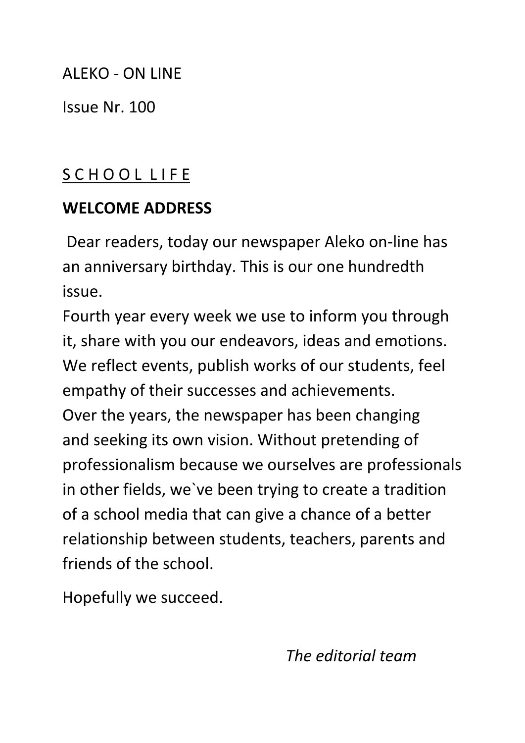ALEKO - ON LINE

Issue Nr. 100

## S C H O O L L I F E

## WELCOME ADDRESS

Dear readers, today our newspaper Aleko on-line has an anniversary birthday. This is our one hundredth issue.

Fourth year every week we use to inform you through it, share with you our endeavors, ideas and emotions. We reflect events, publish works of our students, feel empathy of their successes and achievements.

Over the years, the newspaper has been changing and seeking its own vision. Without pretending of professionalism because we ourselves are professionals in other fields, we`ve been trying to create a tradition of a school media that can give a chance of a better relationship between students, teachers, parents and friends of the school.

Hopefully we succeed.

*The editorial team*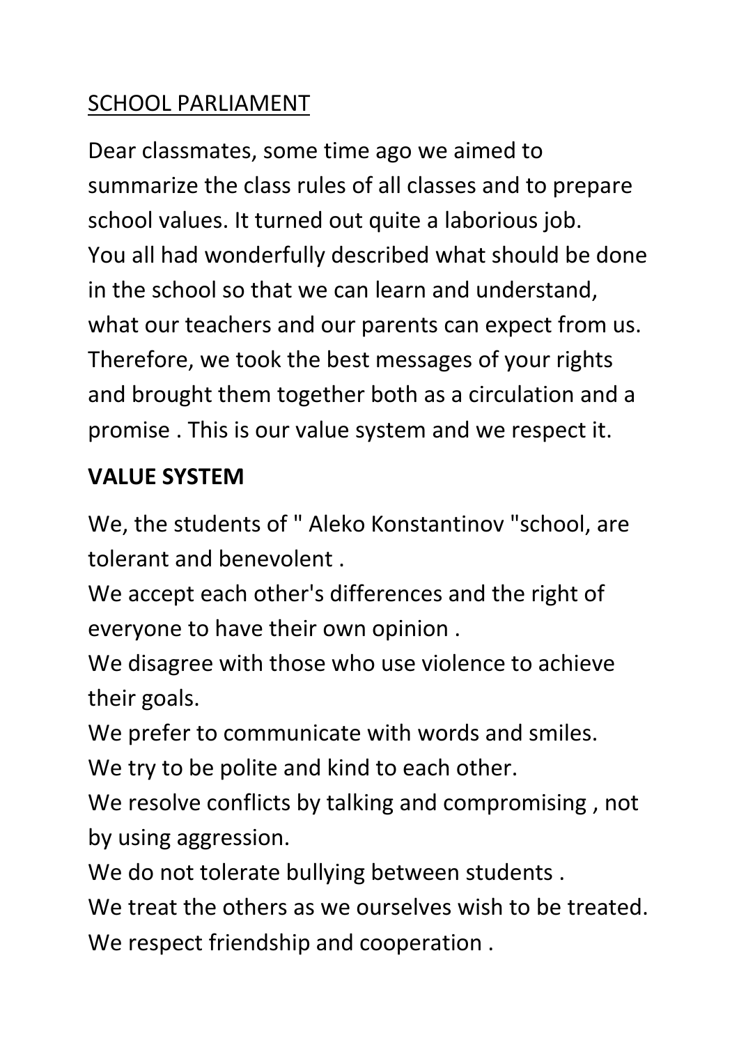SCHOOL PARLIAMENT

Dear classmates, some time ago we aimed to summarize the class rules of all classes and to prepare school values. It turned out quite a laborious job. You all had wonderfully described what should be done in the school so that we can learn and understand, what our teachers and our parents can expect from us. Therefore, we took the best messages of your rights and brought them together both as a circulation and a promise . This is our value system and we respect it.

**VALUE SYSTEM**

We, the students of " Aleko Konstantinov "school, are tolerant and benevolent .

We accept each other's differences and the right of everyone to have their own opinion .

We disagree with those who use violence to achieve their goals.

We prefer to communicate with words and smiles.

We try to be polite and kind to each other.

We resolve conflicts by talking and compromising , not by using aggression.

We do not tolerate bullying between students .

We treat the others as we ourselves wish to be treated.

We respect friendship and cooperation .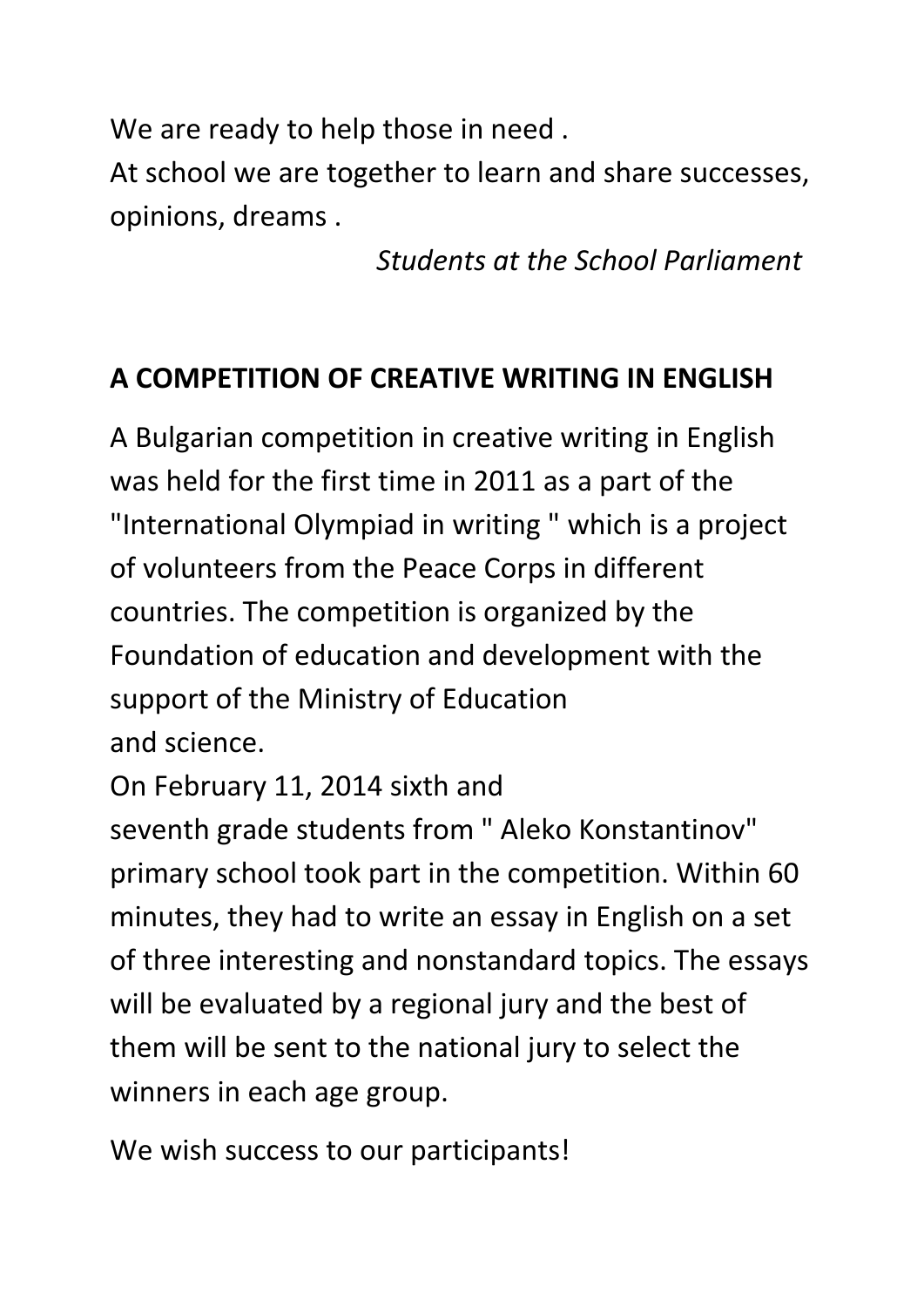We are ready to help those in need .
At school we are together to learn and share successes, opinions, dreams .

*Students at the School Parliament*

**A COMPETITION OF CREATIVE WRITING IN ENGLISH**

A Bulgarian competition in creative writing in English was held for the first time in 2011 as a part of the "International Olympiad in writing " which is a project of volunteers from the Peace Corps in different countries. The competition is organized by the Foundation of education and development with the support of the Ministry of Education and science.

On February 11, 2014 sixth and seventh grade students from " Aleko Konstantinov" primary school took part in the competition. Within 60 minutes, they had to write an essay in English on a set of three interesting and nonstandard topics. The essays will be evaluated by a regional jury and the best of them will be sent to the national jury to select the winners in each age group.

We wish success to our participants!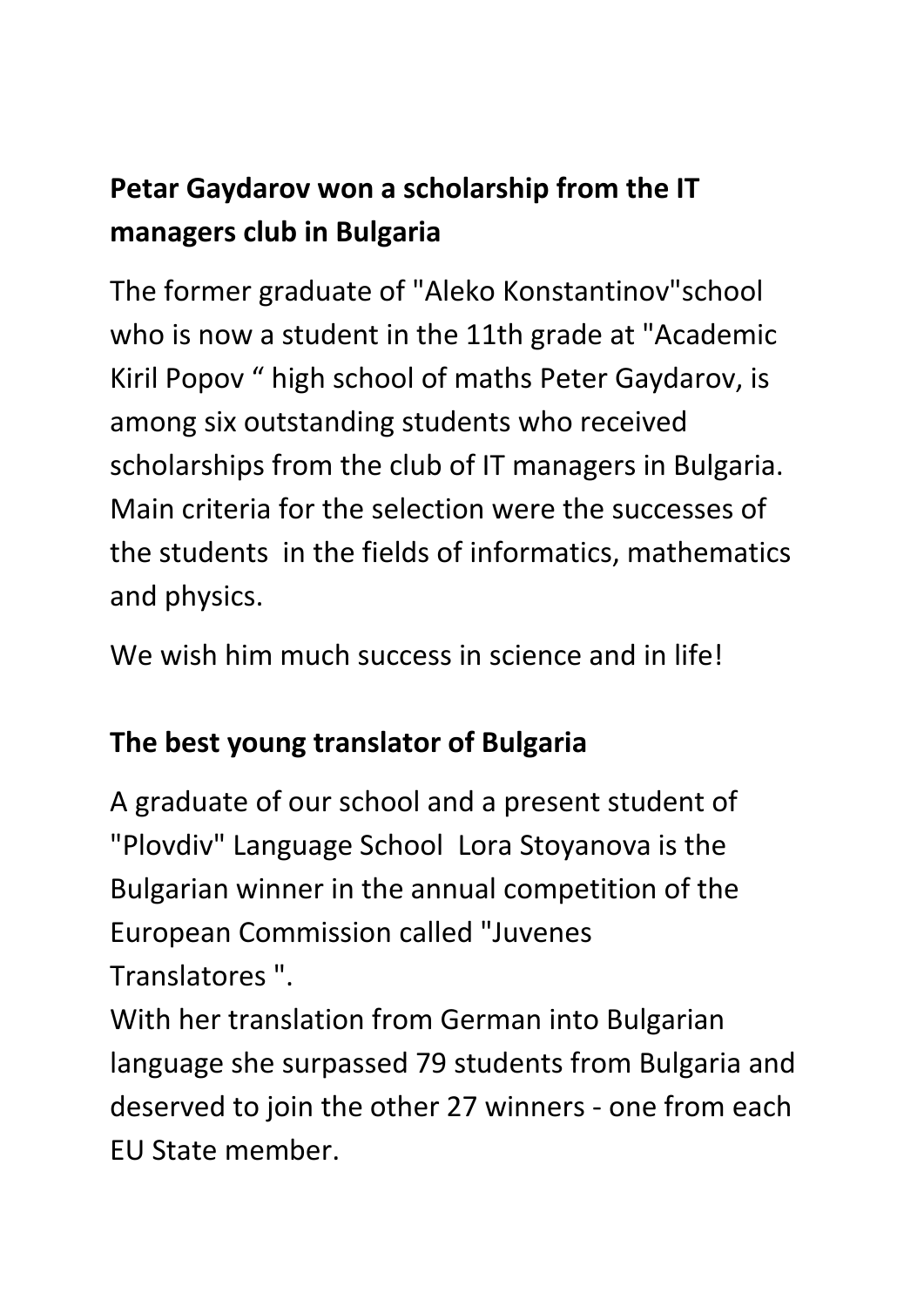**Petar Gaydarov won a scholarship from the IT managers club in Bulgaria**

The former graduate of "Aleko Konstantinov"school who is now a student in the 11th grade at "Academic Kiril Popov " high school of maths Peter Gaydarov, is among six outstanding students who received scholarships from the club of IT managers in Bulgaria. Main criteria for the selection were the successes of the students in the fields of informatics, mathematics and physics.

We wish him much success in science and in life!

**The best young translator of Bulgaria**

A graduate of our school and a present student of "Plovdiv" Language School Lora Stoyanova is the Bulgarian winner in the annual competition of the European Commission called "Juvenes Translatores ".

With her translation from German into Bulgarian language she surpassed 79 students from Bulgaria and deserved to join the other 27 winners - one from each EU State member.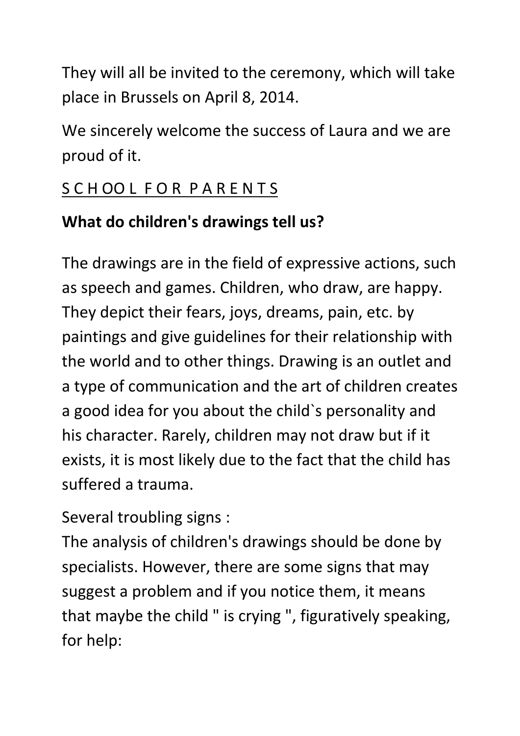They will all be invited to the ceremony, which will take place in Brussels on April 8, 2014.

We sincerely welcome the success of Laura and we are proud of it.

<u>S C H OO L F O R P A R E N T S</u>

**What do children's drawings tell us?**

The drawings are in the field of expressive actions, such as speech and games. Children, who draw, are happy. They depict their fears, joys, dreams, pain, etc. by paintings and give guidelines for their relationship with the world and to other things. Drawing is an outlet and a type of communication and the art of children creates a good idea for you about the child`s personality and his character. Rarely, children may not draw but if it exists, it is most likely due to the fact that the child has suffered a trauma.

Several troubling signs :
The analysis of children's drawings should be done by specialists. However, there are some signs that may suggest a problem and if you notice them, it means that maybe the child " is crying ", figuratively speaking, for help: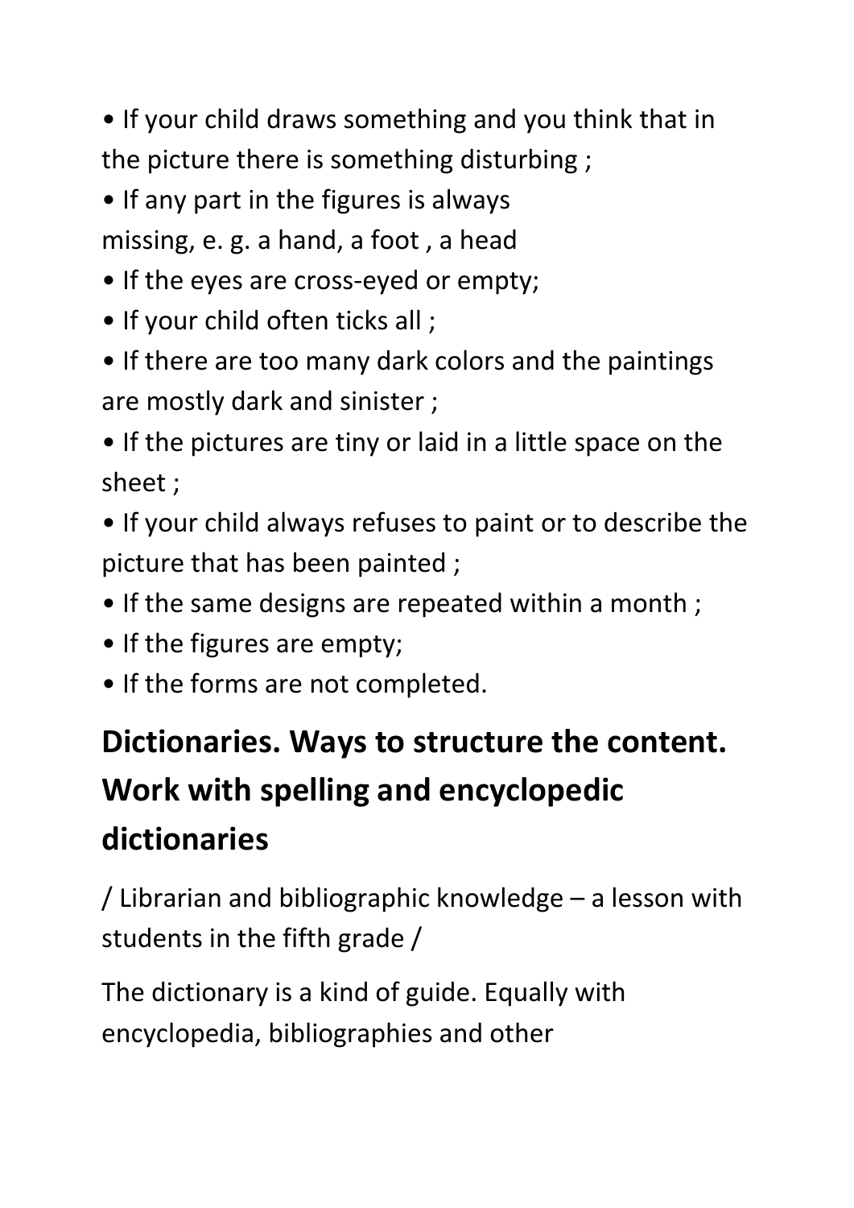- If your child draws something and you think that in the picture there is something disturbing ;
- If any part in the figures is always missing, e. g. a hand, a foot , a head
- If the eyes are cross-eyed or empty;
- If your child often ticks all ;
- If there are too many dark colors and the paintings are mostly dark and sinister ;
- If the pictures are tiny or laid in a little space on the sheet ;
- If your child always refuses to paint or to describe the picture that has been painted ;
- If the same designs are repeated within a month ;
- If the figures are empty;
- If the forms are not completed.

## Dictionaries. Ways to structure the content. Work with spelling and encyclopedic dictionaries

/ Librarian and bibliographic knowledge – a lesson with students in the fifth grade /

The dictionary is a kind of guide. Equally with encyclopedia, bibliographies and other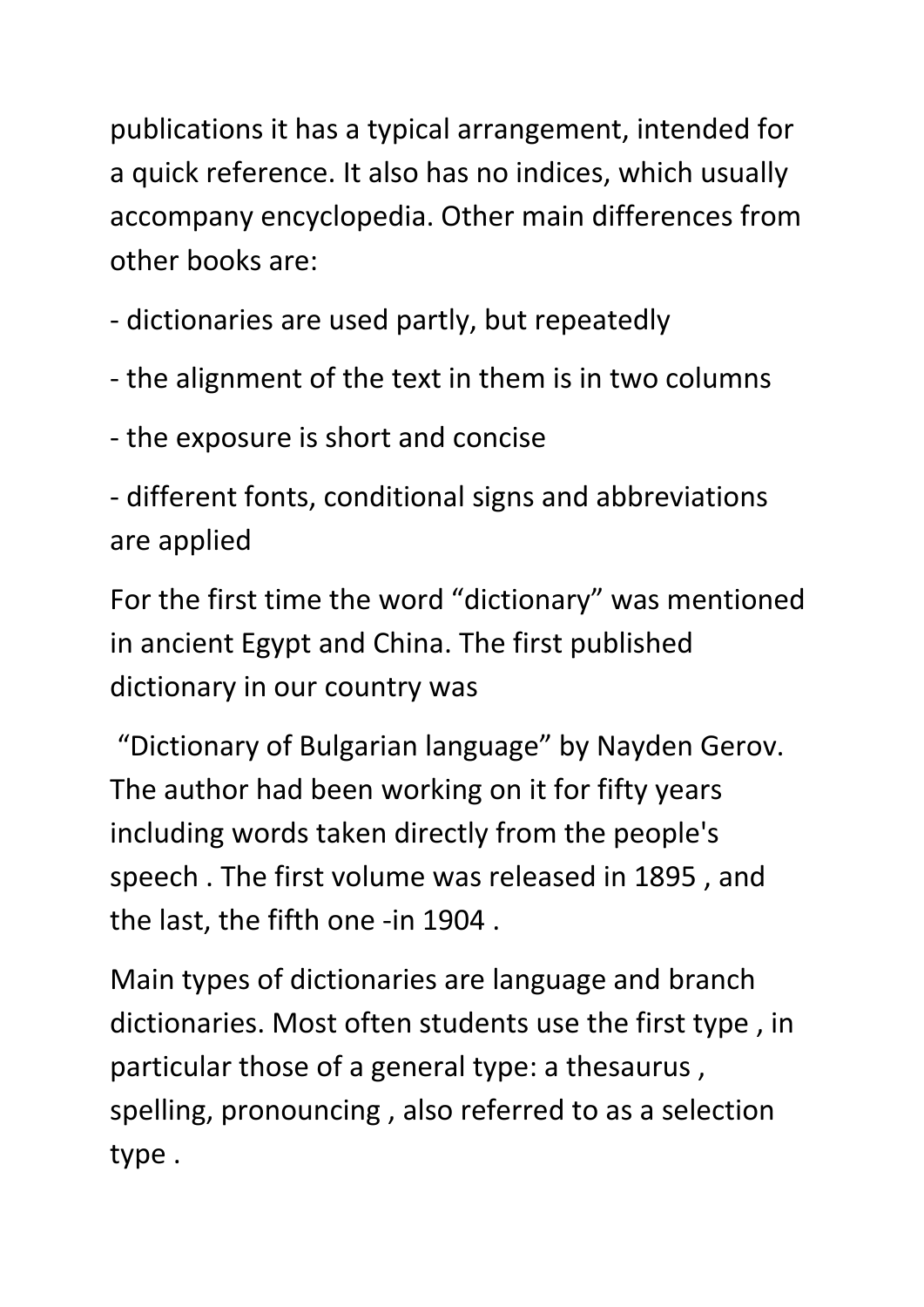publications it has a typical arrangement, intended for a quick reference. It also has no indices, which usually accompany encyclopedia. Other main differences from other books are:

- dictionaries are used partly, but repeatedly
- the alignment of the text in them is in two columns
- the exposure is short and concise
- different fonts, conditional signs and abbreviations are applied

For the first time the word “dictionary” was mentioned in ancient Egypt and China. The first published dictionary in our country was

“Dictionary of Bulgarian language” by Nayden Gerov. The author had been working on it for fifty years including words taken directly from the people's speech . The first volume was released in 1895 , and the last, the fifth one -in 1904 .

Main types of dictionaries are language and branch dictionaries. Most often students use the first type , in particular those of a general type: a thesaurus , spelling, pronouncing , also referred to as a selection type .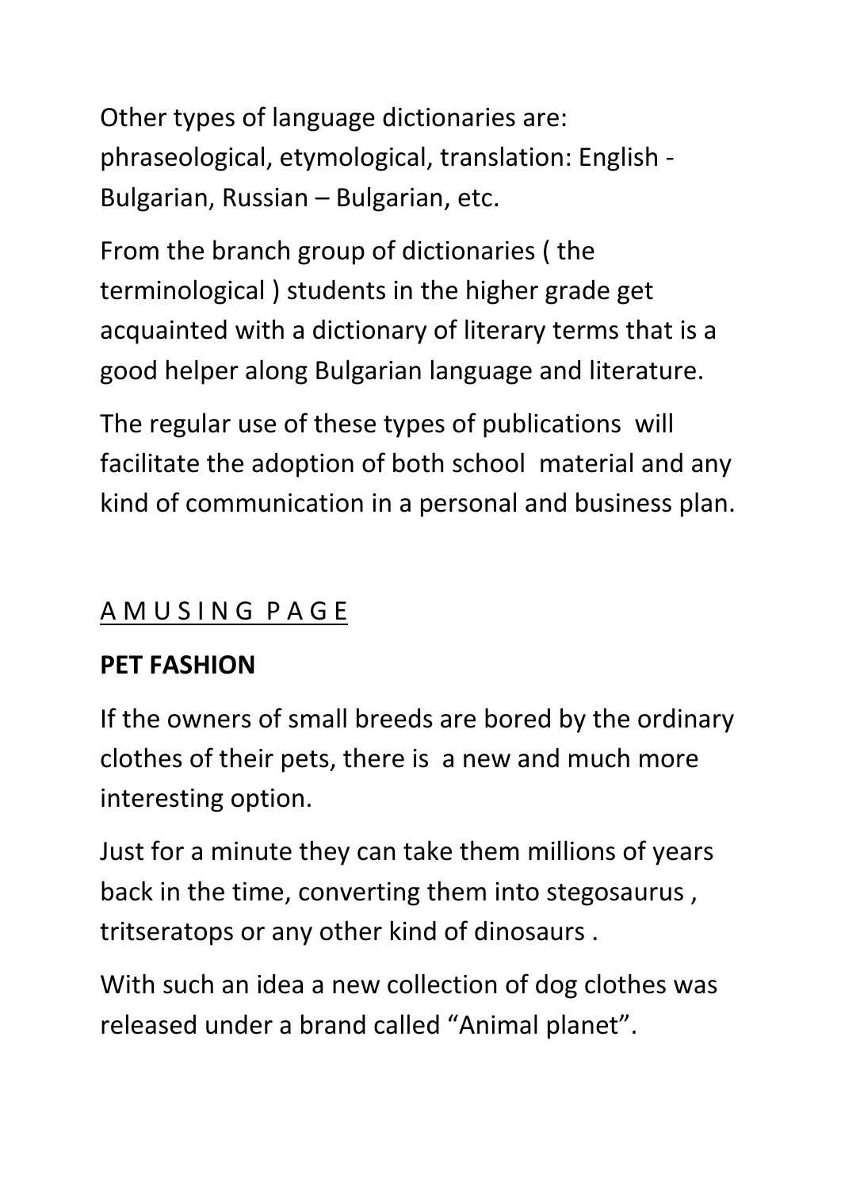Other types of language dictionaries are: phraseological, etymological, translation: English - Bulgarian, Russian – Bulgarian, etc.

From the branch group of dictionaries ( the terminological ) students in the higher grade get acquainted with a dictionary of literary terms that is a good helper along Bulgarian language and literature.

The regular use of these types of publications will facilitate the adoption of both school material and any kind of communication in a personal and business plan.

## A M U S I N G P A G E

### PET FASHION

If the owners of small breeds are bored by the ordinary clothes of their pets, there is a new and much more interesting option.

Just for a minute they can take them millions of years back in the time, converting them into stegosaurus , tritseratops or any other kind of dinosaurs .

With such an idea a new collection of dog clothes was released under a brand called “Animal planet”.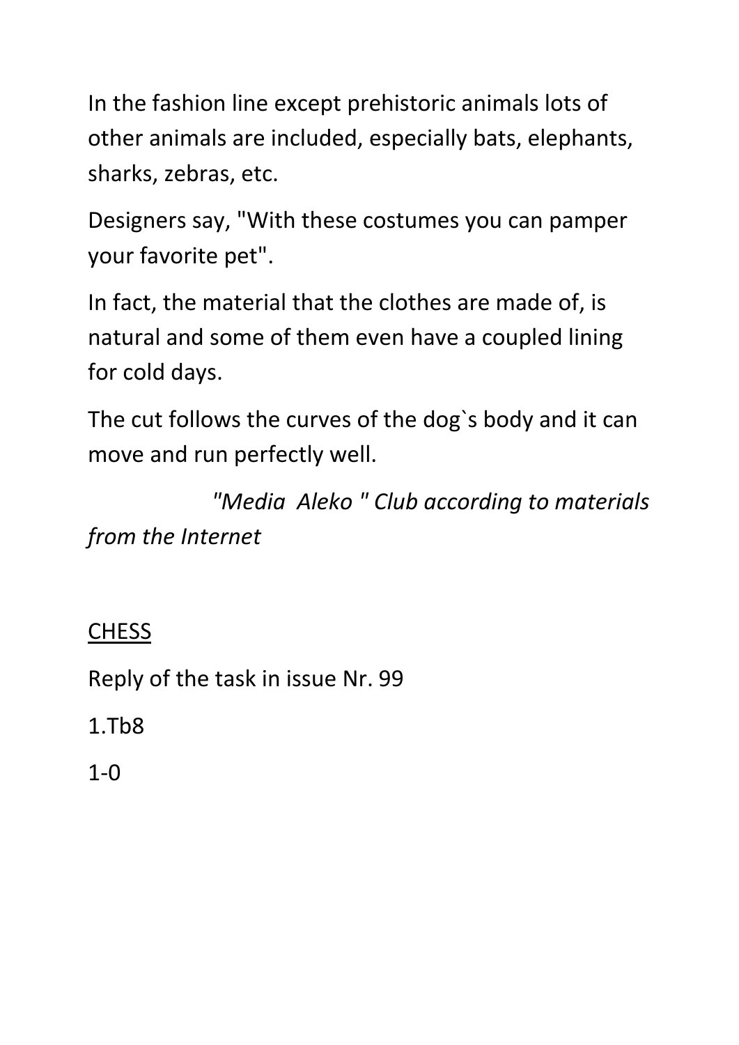In the fashion line except prehistoric animals lots of other animals are included, especially bats, elephants, sharks, zebras, etc.

Designers say, "With these costumes you can pamper your favorite pet".

In fact, the material that the clothes are made of, is natural and some of them even have a coupled lining for cold days.

The cut follows the curves of the dog`s body and it can move and run perfectly well.

*"Media Aleko " Club according to materials from the Internet*

<u>CHESS</u>

Reply of the task in issue Nr. 99

1.Tb8

1-0